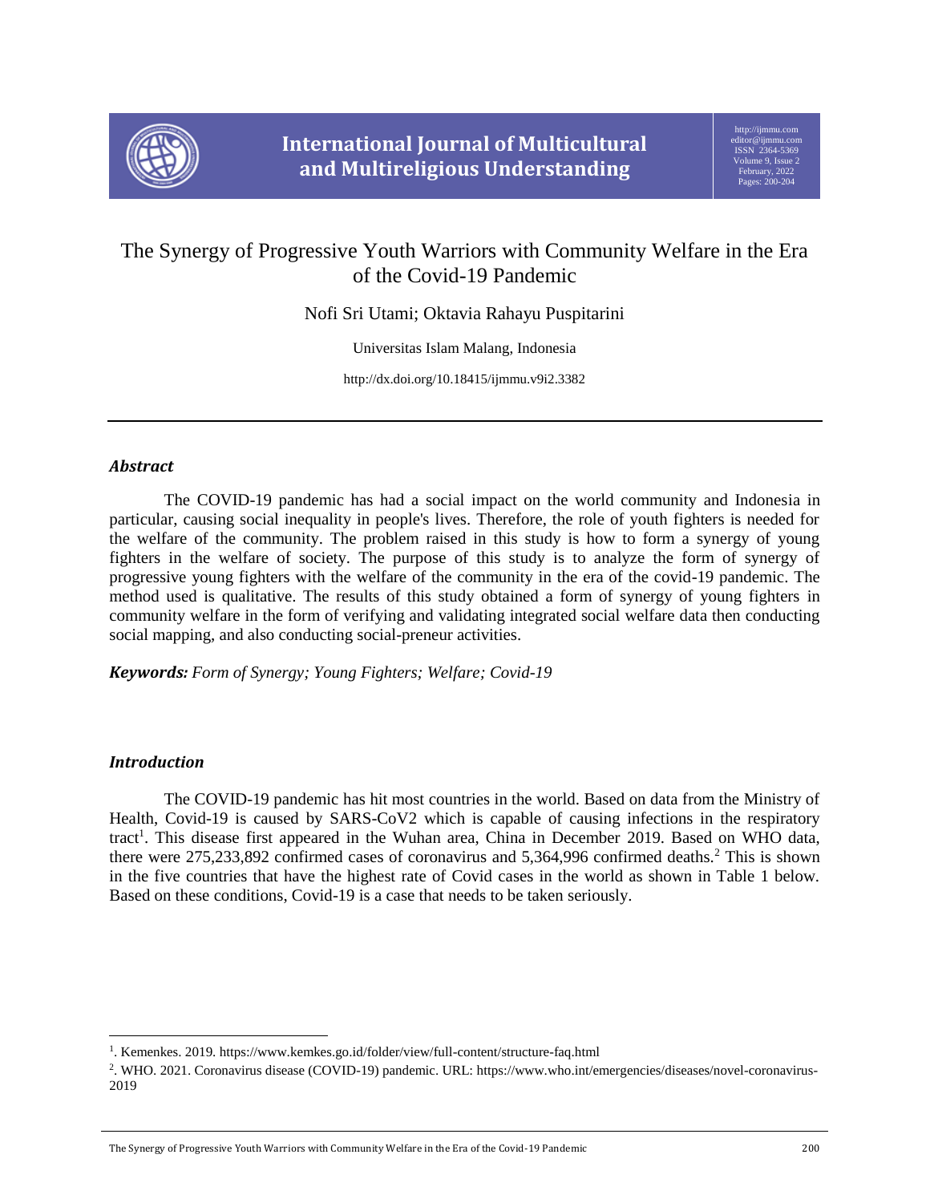# The Synergy of Progressive Youth Warriors with Community Welfare in the Era of the Covid-19 Pandemic

Nofi Sri Utami; Oktavia Rahayu Puspitarini

Universitas Islam Malang, Indonesia

http://dx.doi.org/10.18415/ijmmu.v9i2.3382

---

## *Abstract*

The COVID-19 pandemic has had a social impact on the world community and Indonesia in particular, causing social inequality in people's lives. Therefore, the role of youth fighters is needed for the welfare of the community. The problem raised in this study is how to form a synergy of young fighters in the welfare of society. The purpose of this study is to analyze the form of synergy of progressive young fighters with the welfare of the community in the era of the covid-19 pandemic. The method used is qualitative. The results of this study obtained a form of synergy of young fighters in community welfare in the form of verifying and validating integrated social welfare data then conducting social mapping, and also conducting social-preneur activities.

***Keywords:*** *Form of Synergy; Young Fighters; Welfare; Covid-19*

## *Introduction*

The COVID-19 pandemic has hit most countries in the world. Based on data from the Ministry of Health, Covid-19 is caused by SARS-CoV2 which is capable of causing infections in the respiratory tract[1]. This disease first appeared in the Wuhan area, China in December 2019. Based on WHO data, there were 275,233,892 confirmed cases of coronavirus and 5,364,996 confirmed deaths.[2] This is shown in the five countries that have the highest rate of Covid cases in the world as shown in Table 1 below. Based on these conditions, Covid-19 is a case that needs to be taken seriously.

---

[1]. Kemenkes. 2019. https://www.kemkes.go.id/folder/view/full-content/structure-faq.html

[2]. WHO. 2021. Coronavirus disease (COVID-19) pandemic. URL: https://www.who.int/emergencies/diseases/novel-coronavirus-2019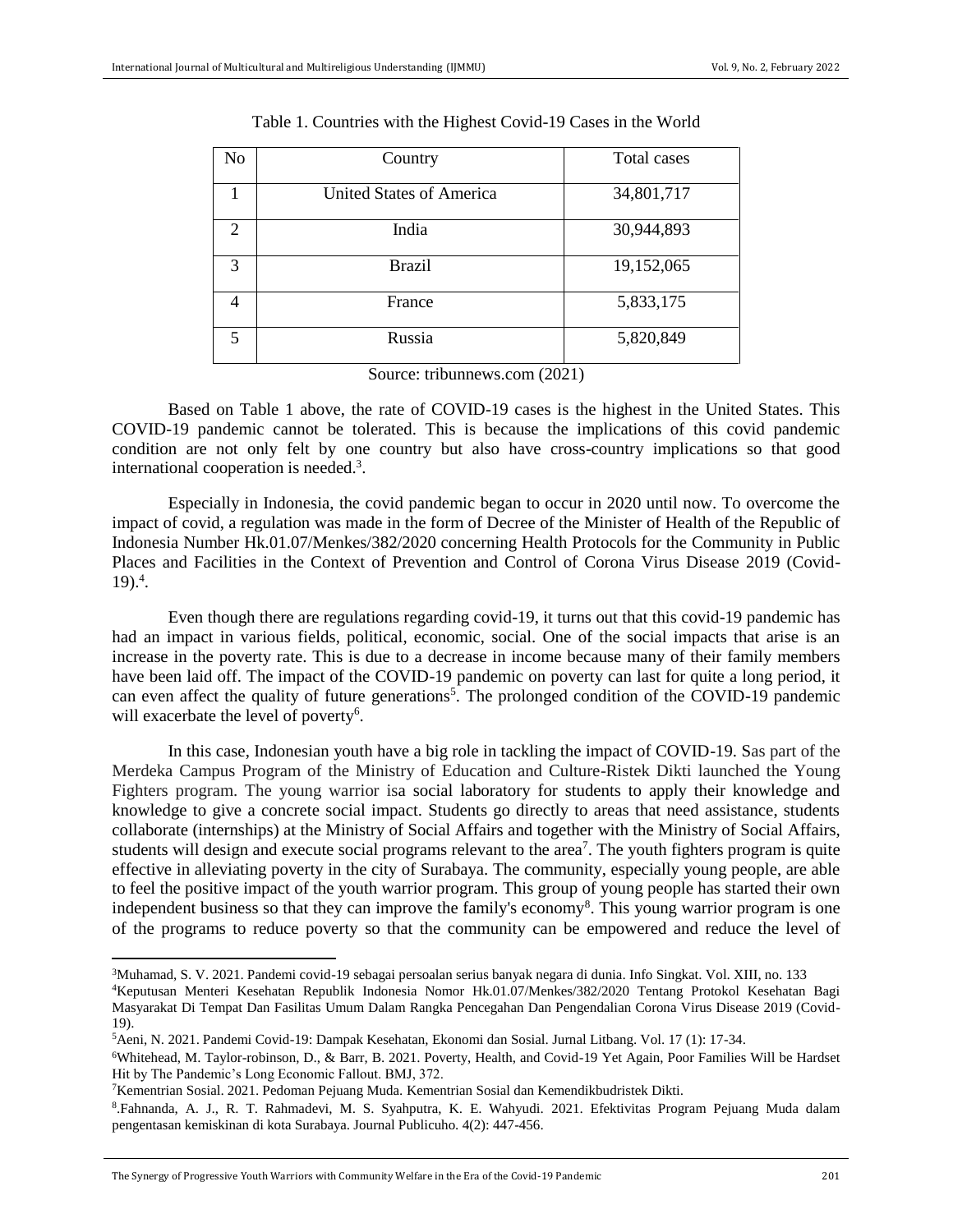Table 1. Countries with the Highest Covid-19 Cases in the World

| No | Country | Total cases |
|---|---|---|
| 1 | United States of America | 34,801,717 |
| 2 | India | 30,944,893 |
| 3 | Brazil | 19,152,065 |
| 4 | France | 5,833,175 |
| 5 | Russia | 5,820,849 |

Source: tribunnews.com (2021)

Based on Table 1 above, the rate of COVID-19 cases is the highest in the United States. This COVID-19 pandemic cannot be tolerated. This is because the implications of this covid pandemic condition are not only felt by one country but also have cross-country implications so that good international cooperation is needed.[3].

Especially in Indonesia, the covid pandemic began to occur in 2020 until now. To overcome the impact of covid, a regulation was made in the form of Decree of the Minister of Health of the Republic of Indonesia Number Hk.01.07/Menkes/382/2020 concerning Health Protocols for the Community in Public Places and Facilities in the Context of Prevention and Control of Corona Virus Disease 2019 (Covid-19).[4].

Even though there are regulations regarding covid-19, it turns out that this covid-19 pandemic has had an impact in various fields, political, economic, social. One of the social impacts that arise is an increase in the poverty rate. This is due to a decrease in income because many of their family members have been laid off. The impact of the COVID-19 pandemic on poverty can last for quite a long period, it can even affect the quality of future generations[5]. The prolonged condition of the COVID-19 pandemic will exacerbate the level of poverty[6].

In this case, Indonesian youth have a big role in tackling the impact of COVID-19. Sas part of the Merdeka Campus Program of the Ministry of Education and Culture-Ristek Dikti launched the Young Fighters program. The young warrior isa social laboratory for students to apply their knowledge and knowledge to give a concrete social impact. Students go directly to areas that need assistance, students collaborate (internships) at the Ministry of Social Affairs and together with the Ministry of Social Affairs, students will design and execute social programs relevant to the area[7]. The youth fighters program is quite effective in alleviating poverty in the city of Surabaya. The community, especially young people, are able to feel the positive impact of the youth warrior program. This group of young people has started their own independent business so that they can improve the family's economy[8]. This young warrior program is one of the programs to reduce poverty so that the community can be empowered and reduce the level of

---

[3]Muhamad, S. V. 2021. Pandemi covid-19 sebagai persoalan serius banyak negara di dunia. Info Singkat. Vol. XIII, no. 133

[4]Keputusan Menteri Kesehatan Republik Indonesia Nomor Hk.01.07/Menkes/382/2020 Tentang Protokol Kesehatan Bagi Masyarakat Di Tempat Dan Fasilitas Umum Dalam Rangka Pencegahan Dan Pengendalian Corona Virus Disease 2019 (Covid-19).

[5]Aeni, N. 2021. Pandemi Covid-19: Dampak Kesehatan, Ekonomi dan Sosial. Jurnal Litbang. Vol. 17 (1): 17-34.

[6]Whitehead, M. Taylor-robinson, D., & Barr, B. 2021. Poverty, Health, and Covid-19 Yet Again, Poor Families Will be Hardset Hit by The Pandemic's Long Economic Fallout. BMJ, 372.

[7]Kementrian Sosial. 2021. Pedoman Pejuang Muda. Kementrian Sosial dan Kemendikbudristek Dikti.

[8].Fahnanda, A. J., R. T. Rahmadevi, M. S. Syahputra, K. E. Wahyudi. 2021. Efektivitas Program Pejuang Muda dalam pengentasan kemiskinan di kota Surabaya. Journal Publicuho. 4(2): 447-456.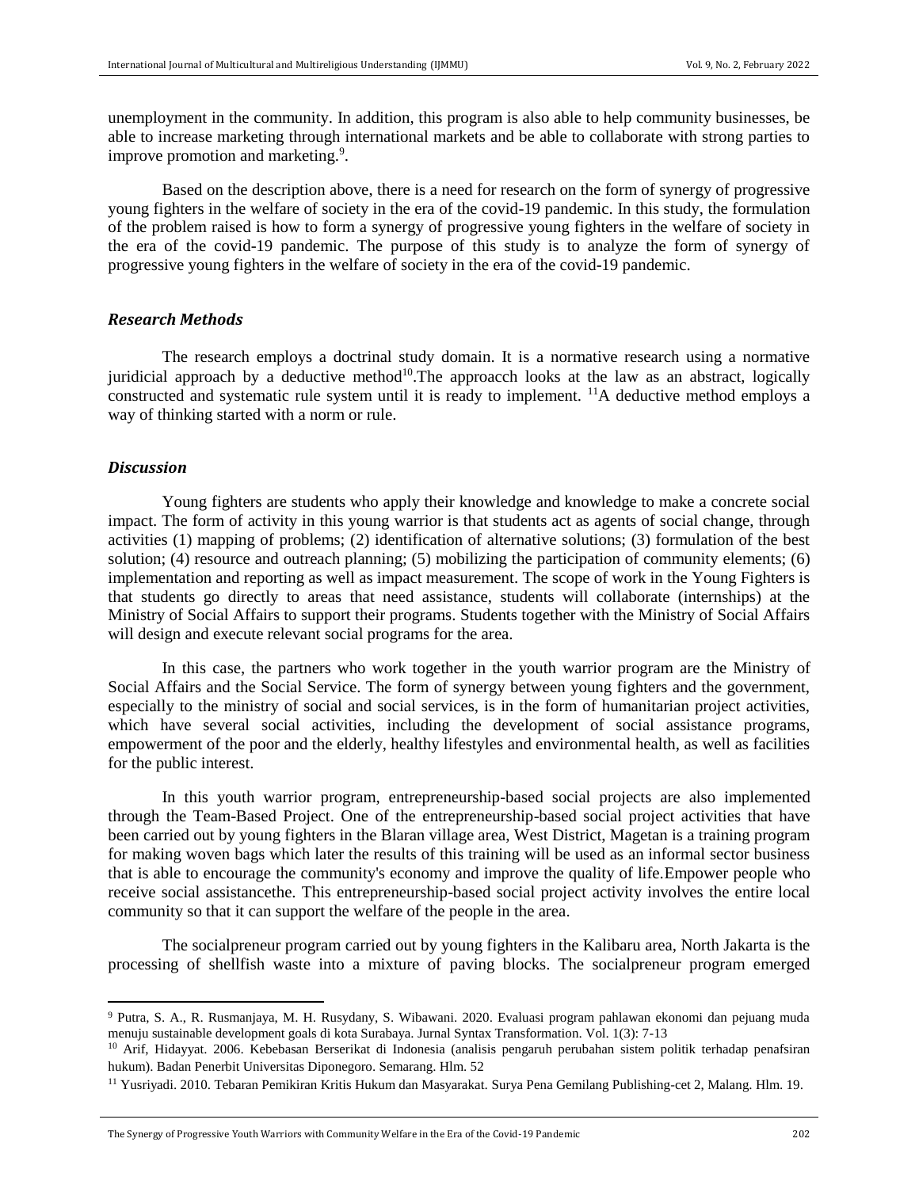unemployment in the community. In addition, this program is also able to help community businesses, be able to increase marketing through international markets and be able to collaborate with strong parties to improve promotion and marketing.[9].

Based on the description above, there is a need for research on the form of synergy of progressive young fighters in the welfare of society in the era of the covid-19 pandemic. In this study, the formulation of the problem raised is how to form a synergy of progressive young fighters in the welfare of society in the era of the covid-19 pandemic. The purpose of this study is to analyze the form of synergy of progressive young fighters in the welfare of society in the era of the covid-19 pandemic.

### *Research Methods*

The research employs a doctrinal study domain. It is a normative research using a normative juridicial approach by a deductive method[10].The approacch looks at the law as an abstract, logically constructed and systematic rule system until it is ready to implement. [11]A deductive method employs a way of thinking started with a norm or rule.

### *Discussion*

Young fighters are students who apply their knowledge and knowledge to make a concrete social impact. The form of activity in this young warrior is that students act as agents of social change, through activities (1) mapping of problems; (2) identification of alternative solutions; (3) formulation of the best solution; (4) resource and outreach planning; (5) mobilizing the participation of community elements; (6) implementation and reporting as well as impact measurement. The scope of work in the Young Fighters is that students go directly to areas that need assistance, students will collaborate (internships) at the Ministry of Social Affairs to support their programs. Students together with the Ministry of Social Affairs will design and execute relevant social programs for the area.

In this case, the partners who work together in the youth warrior program are the Ministry of Social Affairs and the Social Service. The form of synergy between young fighters and the government, especially to the ministry of social and social services, is in the form of humanitarian project activities, which have several social activities, including the development of social assistance programs, empowerment of the poor and the elderly, healthy lifestyles and environmental health, as well as facilities for the public interest.

In this youth warrior program, entrepreneurship-based social projects are also implemented through the Team-Based Project. One of the entrepreneurship-based social project activities that have been carried out by young fighters in the Blaran village area, West District, Magetan is a training program for making woven bags which later the results of this training will be used as an informal sector business that is able to encourage the community's economy and improve the quality of life.Empower people who receive social assistancethe. This entrepreneurship-based social project activity involves the entire local community so that it can support the welfare of the people in the area.

The socialpreneur program carried out by young fighters in the Kalibaru area, North Jakarta is the processing of shellfish waste into a mixture of paving blocks. The socialpreneur program emerged

---

[9] Putra, S. A., R. Rusmanjaya, M. H. Rusydany, S. Wibawani. 2020. Evaluasi program pahlawan ekonomi dan pejuang muda menuju sustainable development goals di kota Surabaya. Jurnal Syntax Transformation. Vol. 1(3): 7-13

[10] Arif, Hidayyat. 2006. Kebebasan Berserikat di Indonesia (analisis pengaruh perubahan sistem politik terhadap penafsiran hukum). Badan Penerbit Universitas Diponegoro. Semarang. Hlm. 52

[11] Yusriyadi. 2010. Tebaran Pemikiran Kritis Hukum dan Masyarakat. Surya Pena Gemilang Publishing-cet 2, Malang. Hlm. 19.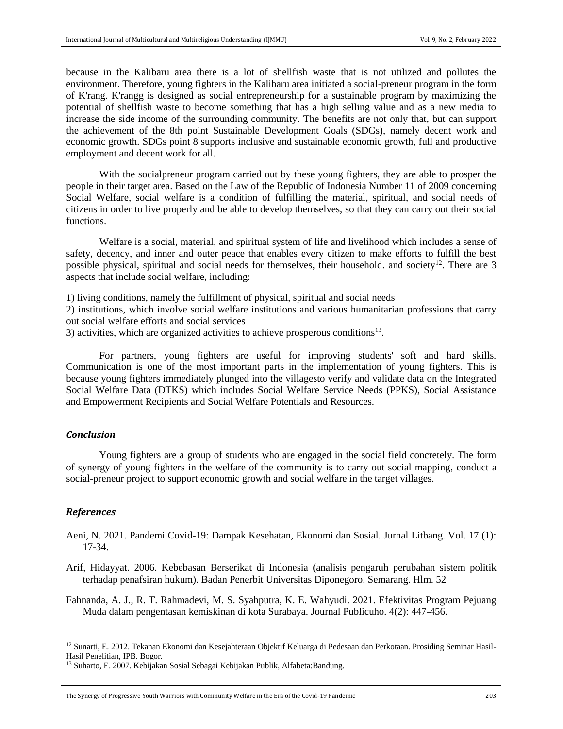because in the Kalibaru area there is a lot of shellfish waste that is not utilized and pollutes the environment. Therefore, young fighters in the Kalibaru area initiated a social-preneur program in the form of K'rang. K'rangg is designed as social entrepreneurship for a sustainable program by maximizing the potential of shellfish waste to become something that has a high selling value and as a new media to increase the side income of the surrounding community. The benefits are not only that, but can support the achievement of the 8th point Sustainable Development Goals (SDGs), namely decent work and economic growth. SDGs point 8 supports inclusive and sustainable economic growth, full and productive employment and decent work for all.

With the socialpreneur program carried out by these young fighters, they are able to prosper the people in their target area. Based on the Law of the Republic of Indonesia Number 11 of 2009 concerning Social Welfare, social welfare is a condition of fulfilling the material, spiritual, and social needs of citizens in order to live properly and be able to develop themselves, so that they can carry out their social functions.

Welfare is a social, material, and spiritual system of life and livelihood which includes a sense of safety, decency, and inner and outer peace that enables every citizen to make efforts to fulfill the best possible physical, spiritual and social needs for themselves, their household. and society[12]. There are 3 aspects that include social welfare, including:

1) living conditions, namely the fulfillment of physical, spiritual and social needs
2) institutions, which involve social welfare institutions and various humanitarian professions that carry out social welfare efforts and social services
3) activities, which are organized activities to achieve prosperous conditions[13].

For partners, young fighters are useful for improving students' soft and hard skills. Communication is one of the most important parts in the implementation of young fighters. This is because young fighters immediately plunged into the villagesto verify and validate data on the Integrated Social Welfare Data (DTKS) which includes Social Welfare Service Needs (PPKS), Social Assistance and Empowerment Recipients and Social Welfare Potentials and Resources.

## *Conclusion*

Young fighters are a group of students who are engaged in the social field concretely. The form of synergy of young fighters in the welfare of the community is to carry out social mapping, conduct a social-preneur project to support economic growth and social welfare in the target villages.

## *References*

Aeni, N. 2021. Pandemi Covid-19: Dampak Kesehatan, Ekonomi dan Sosial. Jurnal Litbang. Vol. 17 (1): 17-34.

Arif, Hidayyat. 2006. Kebebasan Berserikat di Indonesia (analisis pengaruh perubahan sistem politik terhadap penafsiran hukum). Badan Penerbit Universitas Diponegoro. Semarang. Hlm. 52

Fahnanda, A. J., R. T. Rahmadevi, M. S. Syahputra, K. E. Wahyudi. 2021. Efektivitas Program Pejuang Muda dalam pengentasan kemiskinan di kota Surabaya. Journal Publicuho. 4(2): 447-456.

---

[12] Sunarti, E. 2012. Tekanan Ekonomi dan Kesejahteraan Objektif Keluarga di Pedesaan dan Perkotaan. Prosiding Seminar Hasil-Hasil Penelitian, IPB. Bogor.

[13] Suharto, E. 2007. Kebijakan Sosial Sebagai Kebijakan Publik, Alfabeta:Bandung.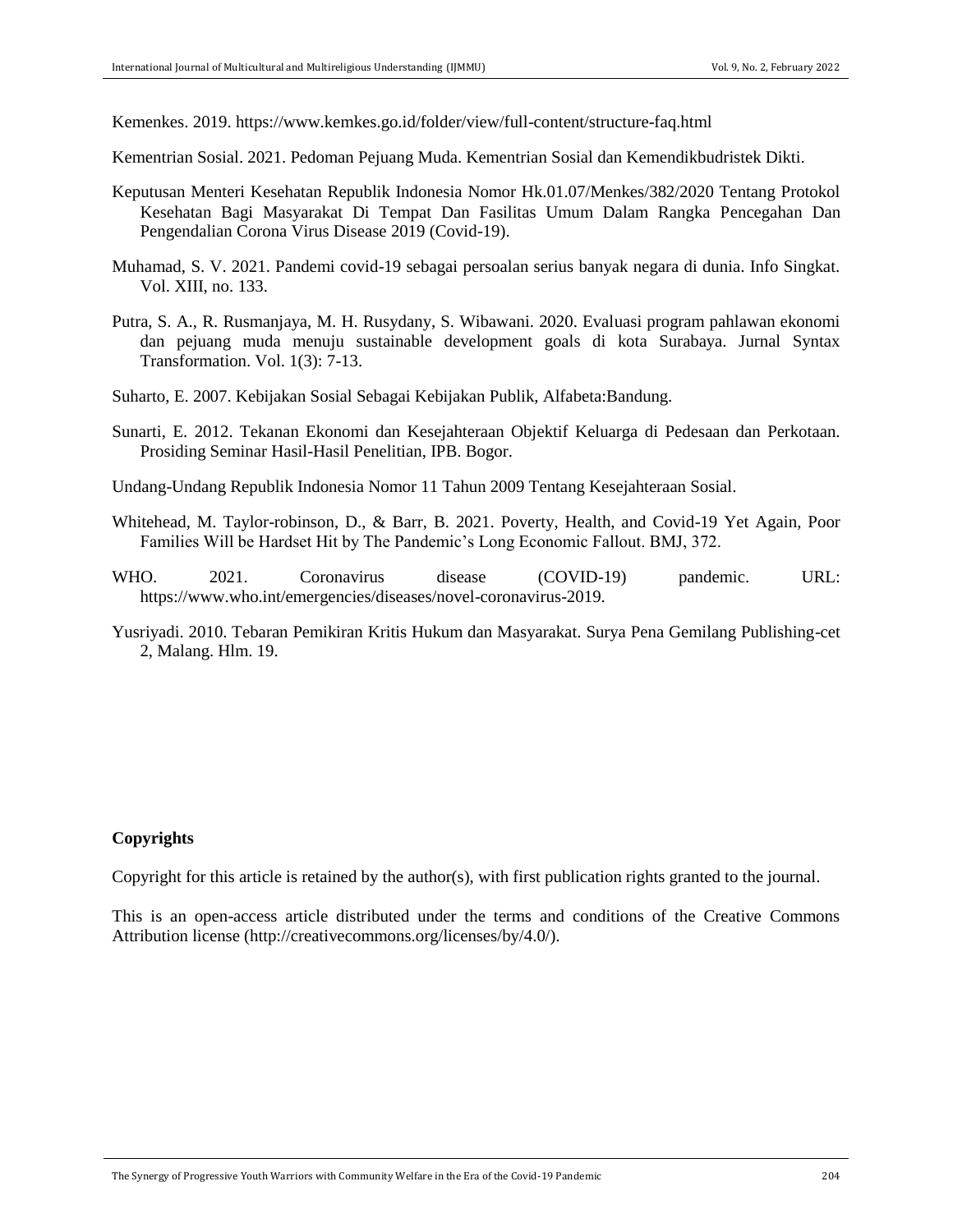Kemenkes. 2019. https://www.kemkes.go.id/folder/view/full-content/structure-faq.html

Kementrian Sosial. 2021. Pedoman Pejuang Muda. Kementrian Sosial dan Kemendikbudristek Dikti.

Keputusan Menteri Kesehatan Republik Indonesia Nomor Hk.01.07/Menkes/382/2020 Tentang Protokol Kesehatan Bagi Masyarakat Di Tempat Dan Fasilitas Umum Dalam Rangka Pencegahan Dan Pengendalian Corona Virus Disease 2019 (Covid-19).

Muhamad, S. V. 2021. Pandemi covid-19 sebagai persoalan serius banyak negara di dunia. Info Singkat. Vol. XIII, no. 133.

Putra, S. A., R. Rusmanjaya, M. H. Rusydany, S. Wibawani. 2020. Evaluasi program pahlawan ekonomi dan pejuang muda menuju sustainable development goals di kota Surabaya. Jurnal Syntax Transformation. Vol. 1(3): 7-13.

Suharto, E. 2007. Kebijakan Sosial Sebagai Kebijakan Publik, Alfabeta:Bandung.

Sunarti, E. 2012. Tekanan Ekonomi dan Kesejahteraan Objektif Keluarga di Pedesaan dan Perkotaan. Prosiding Seminar Hasil-Hasil Penelitian, IPB. Bogor.

Undang-Undang Republik Indonesia Nomor 11 Tahun 2009 Tentang Kesejahteraan Sosial.

Whitehead, M. Taylor-robinson, D., & Barr, B. 2021. Poverty, Health, and Covid-19 Yet Again, Poor Families Will be Hardset Hit by The Pandemic's Long Economic Fallout. BMJ, 372.

WHO. 2021. Coronavirus disease (COVID-19) pandemic. URL: https://www.who.int/emergencies/diseases/novel-coronavirus-2019.

Yusriyadi. 2010. Tebaran Pemikiran Kritis Hukum dan Masyarakat. Surya Pena Gemilang Publishing-cet 2, Malang. Hlm. 19.

**Copyrights**

Copyright for this article is retained by the author(s), with first publication rights granted to the journal.

This is an open-access article distributed under the terms and conditions of the Creative Commons Attribution license (http://creativecommons.org/licenses/by/4.0/).